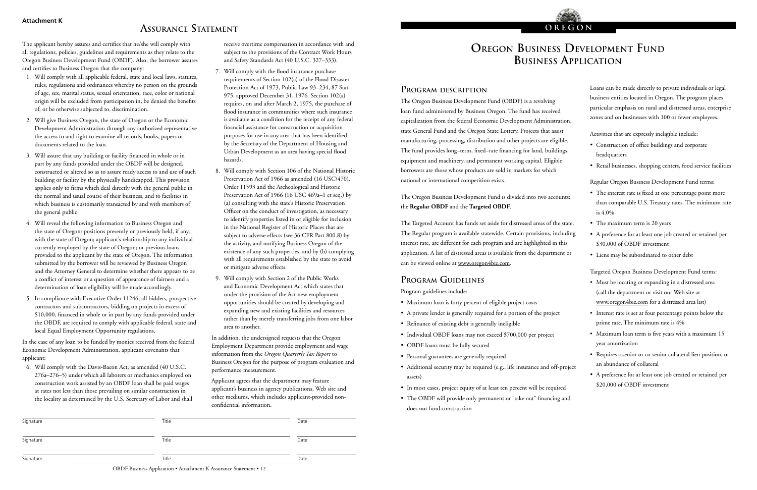**Attachment K**

## Assurance Statement

The applicant hereby assures and certifies that he/she will comply with all regulations, policies, guidelines and requirements as they relate to the Oregon Business Development Fund (OBDF). Also, the borrower assures and certifies to Business Oregon that the company:

1. Will comply with all applicable federal, state and local laws, statutes, rules, regulations and ordinances whereby no person on the grounds of age, sex, marital status, sexual orientation, race, color or national origin will be excluded from participation in, be denied the benefits of, or be otherwise subjected to, discrimination.
2. Will give Business Oregon, the state of Oregon or the Economic Development Administration through any authorized representative the access to and right to examine all records, books, papers or documents related to the loan.
3. Will assure that any building or facility financed in whole or in part by any funds provided under the OBDF will be designed, constructed or altered so as to assure ready access to and use of such building or facility by the physically handicapped. This provision applies only to firms which deal directly with the general public in the normal and usual course of their business, and to facilities in which business is customarily transacted by and with members of the general public.
4. Will reveal the following information to Business Oregon and the state of Oregon: positions presently or previously held, if any, with the state of Oregon; applicant's relationship to any individual currently employed by the state of Oregon; or previous loans provided to the applicant by the state of Oregon. The information submitted by the borrower will be reviewed by Business Oregon and the Attorney General to determine whether there appears to be a conflict of interest or a question of appearance of fairness and a determination of loan eligibility will be made accordingly.
5. In compliance with Executive Order 11246, all bidders, prospective contractors and subcontractors, bidding on projects in excess of $10,000, financed in whole or in part by any funds provided under the OBDF, are required to comply with applicable federal, state and local Equal Employment Opportunity regulations.

In the case of any loan to be funded by monies received from the federal Economic Development Administration, applicant covenants that applicant:

6. Will comply with the Davis-Bacon Act, as amended (40 U.S.C. 276a–276–5) under which all laborers or mechanics employed on construction work assisted by an OBDF loan shall be paid wages at rates not less than those prevailing on similar construction in the locality as determined by the U.S. Secretary of Labor and shall receive overtime compensation in accordance with and subject to the provisions of the Contract Work Hours and Safety Standards Act (40 U.S.C. 327–333).
7. Will comply with the flood insurance purchase requirements of Section 102(a) of the Flood Disaster Protection Act of 1973, Public Law 93–234, 87 Stat. 975, approved December 31, 1976. Section 102(a) requires, on and after March 2, 1975, the purchase of flood insurance in communities where such insurance is available as a condition for the receipt of any federal financial assistance for construction or acquisition purposes for use in any area that has been identified by the Secretary of the Department of Housing and Urban Development as an area having special flood hazards.
8. Will comply with Section 106 of the National Historic Preservation Act of 1966 as amended (16 USC\470), Order 11593 and the Archeological and Historic Preservation Act of 1966 (16 USC 469a–1 et seq.) by (a) consulting with the state's Historic Preservation Officer on the conduct of investigation, as necessary to identify properties listed in or eligible for inclusion in the National Register of Historic Places that are subject to adverse effects (see 36 CFR Part 800.8) by the activity, and notifying Business Oregon of the existence of any such properties, and by (b) complying with all requirements established by the state to avoid or mitigate adverse effects.
9. Will comply with Section 2 of the Public Works and Economic Development Act which states that under the provision of the Act new employment opportunities should be created by developing and expanding new and existing facilities and resources rather than by merely transferring jobs from one labor area to another.

In addition, the undersigned requests that the Oregon Employment Department provide employment and wage information from the *Oregon Quarterly Tax Report* to Business Oregon for the purpose of program evaluation and performance measurement.

Applicant agrees that the department may feature applicant's business in agency publications, Web site and other mediums, which includes applicant-provided non-confidential information.

Signature ______________________ Title ______________________ Date __________

Signature ______________________ Title ______________________ Date __________

Signature ______________________ Title ______________________ Date __________

OBDF Business Application • Attachment K Assurance Statement • 12

**OREGON**

# Oregon Business Development Fund Business Application

## Program description

The Oregon Business Development Fund (OBDF) is a revolving loan fund administered by Business Oregon. The fund has received capitalization from the federal Economic Development Administration, state General Fund and the Oregon State Lottery. Projects that assist manufacturing, processing, distribution and other projects are eligible. The fund provides long–term, fixed–rate financing for land, buildings, equipment and machinery, and permanent working capital. Eligible borrowers are those whose products are sold in markets for which national or international competition exists.

The Oregon Business Development Fund is divided into two accounts: the **Regular OBDF** and the **Targeted OBDF**.

The Targeted Account has funds set aside for distressed areas of the state. The Regular program is available statewide. Certain provisions, including interest rate, are different for each program and are highlighted in this application. A list of distressed areas is available from the department or can be viewed online at www.oregon4biz.com.

## Program Guidelines

Program guidelines include:

- Maximum loan is forty percent of eligible project costs
- A private lender is generally required for a portion of the project
- Refinance of existing debt is generally ineligible
- Individual OBDF loans may not exceed $700,000 per project
- OBDF loans must be fully secured
- Personal guarantees are generally required
- Additional security may be required (e.g., life insurance and off-project assets)
- In most cases, project equity of at least ten percent will be required
- The OBDF will provide only permanent or "take out" financing and does not fund construction

Loans can be made directly to private individuals or legal business entities located in Oregon. The program places particular emphasis on rural and distressed areas, enterprise zones and on businesses with 100 or fewer employees.

Activities that are expressly ineligible include:

- Construction of office buildings and corporate headquarters
- Retail businesses, shopping centers, food service facilities

Regular Oregon Business Development Fund terms:

- The interest rate is fixed at one percentage point more than comparable U.S. Treasury rates. The minimum rate is 4.0%
- The maximum term is 20 years
- A preference for at least one job created or retained per $30,000 of OBDF investment
- Liens may be subordinated to other debt

Targeted Oregon Business Development Fund terms:

- Must be locating or expanding in a distressed area (call the department or visit our Web site at www.oregon4biz.com for a distressed area list)
- Interest rate is set at four percentage points below the prime rate. The minimum rate is 4%
- Maximum loan term is five years with a maximum 15 year amortization
- Requires a senior or co-senior collateral lien position, or an abundance of collateral
- A preference for at least one job created or retained per $20,000 of OBDF investment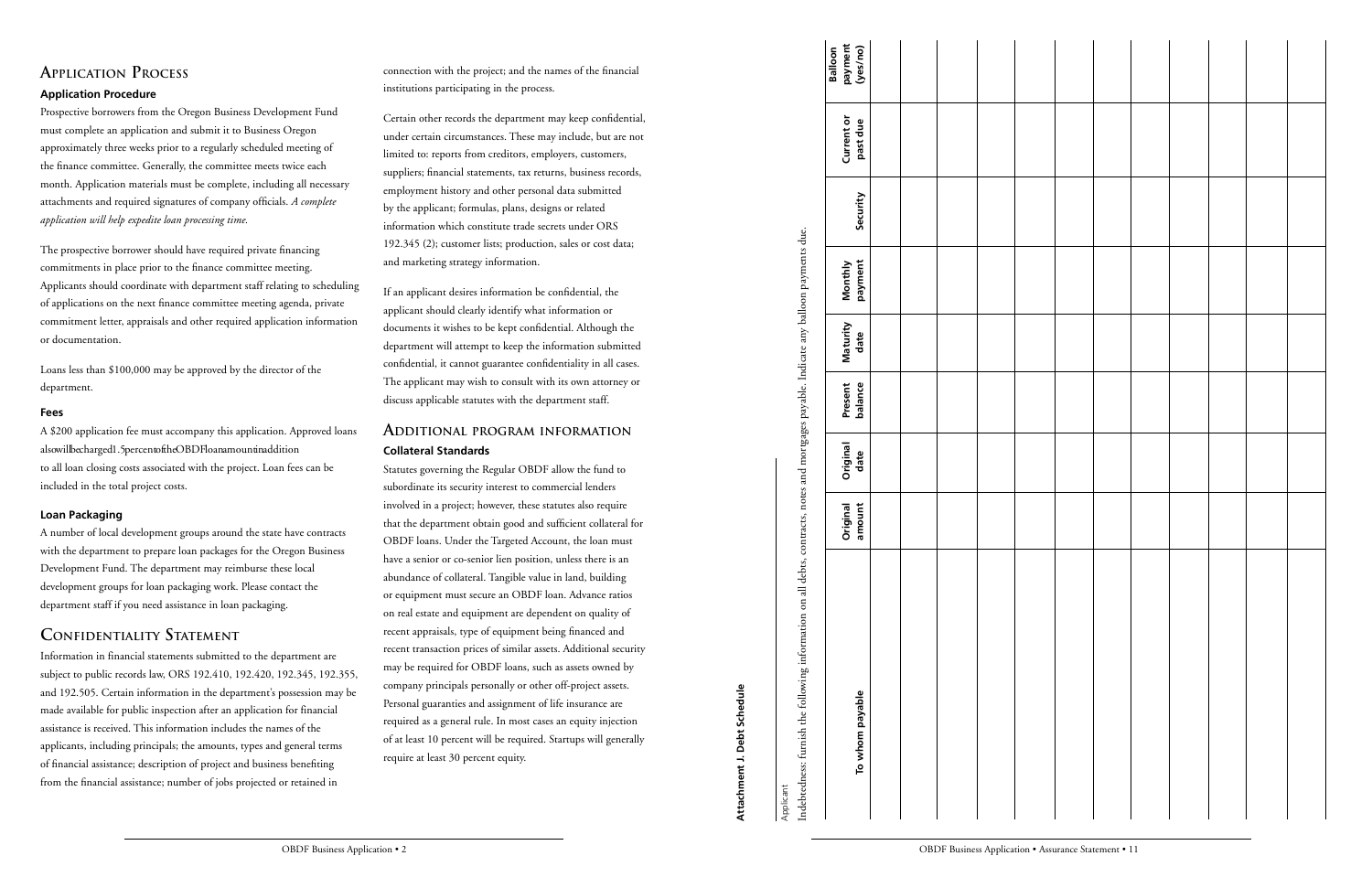## Application Process

### Application Procedure

Prospective borrowers from the Oregon Business Development Fund must complete an application and submit it to Business Oregon approximately three weeks prior to a regularly scheduled meeting of the finance committee. Generally, the committee meets twice each month. Application materials must be complete, including all necessary attachments and required signatures of company officials. *A complete application will help expedite loan processing time.*

The prospective borrower should have required private financing commitments in place prior to the finance committee meeting. Applicants should coordinate with department staff relating to scheduling of applications on the next finance committee meeting agenda, private commitment letter, appraisals and other required application information or documentation.

Loans less than $100,000 may be approved by the director of the department.

### Fees

A $200 application fee must accompany this application. Approved loans alsowillbecharged1.5percentoftheOBDFloanamountinaddition to all loan closing costs associated with the project. Loan fees can be included in the total project costs.

### Loan Packaging

A number of local development groups around the state have contracts with the department to prepare loan packages for the Oregon Business Development Fund. The department may reimburse these local development groups for loan packaging work. Please contact the department staff if you need assistance in loan packaging.

## Confidentiality Statement

Information in financial statements submitted to the department are subject to public records law, ORS 192.410, 192.420, 192.345, 192.355, and 192.505. Certain information in the department's possession may be made available for public inspection after an application for financial assistance is received. This information includes the names of the applicants, including principals; the amounts, types and general terms of financial assistance; description of project and business benefiting from the financial assistance; number of jobs projected or retained in connection with the project; and the names of the financial institutions participating in the process.

Certain other records the department may keep confidential, under certain circumstances. These may include, but are not limited to: reports from creditors, employers, customers, suppliers; financial statements, tax returns, business records, employment history and other personal data submitted by the applicant; formulas, plans, designs or related information which constitute trade secrets under ORS 192.345 (2); customer lists; production, sales or cost data; and marketing strategy information.

If an applicant desires information be confidential, the applicant should clearly identify what information or documents it wishes to be kept confidential. Although the department will attempt to keep the information submitted confidential, it cannot guarantee confidentiality in all cases. The applicant may wish to consult with its own attorney or discuss applicable statutes with the department staff.

## Additional program information

### Collateral Standards

Statutes governing the Regular OBDF allow the fund to subordinate its security interest to commercial lenders involved in a project; however, these statutes also require that the department obtain good and sufficient collateral for OBDF loans. Under the Targeted Account, the loan must have a senior or co-senior lien position, unless there is an abundance of collateral. Tangible value in land, building or equipment must secure an OBDF loan. Advance ratios on real estate and equipment are dependent on quality of recent appraisals, type of equipment being financed and recent transaction prices of similar assets. Additional security may be required for OBDF loans, such as assets owned by company principals personally or other off-project assets. Personal guaranties and assignment of life insurance are required as a general rule. In most cases an equity injection of at least 10 percent will be required. Startups will generally require at least 30 percent equity.

**Attachment J. Debt Schedule**

Applicant

Indebtedness: furnish the following information on all debts, contracts, notes and mortgages payable. Indicate any balloon payments due.

| To whom payable | Original amount | Original date | Present balance | Maturity date | Monthly payment | Security | Current or past due | Balloon payment (yes/no) |
|---|---|---|---|---|---|---|---|---|
| | | | | | | | | |
| | | | | | | | | |
| | | | | | | | | |
| | | | | | | | | |
| | | | | | | | | |
| | | | | | | | | |
| | | | | | | | | |
| | | | | | | | | |
| | | | | | | | | |
| | | | | | | | | |
| | | | | | | | | |
| | | | | | | | | |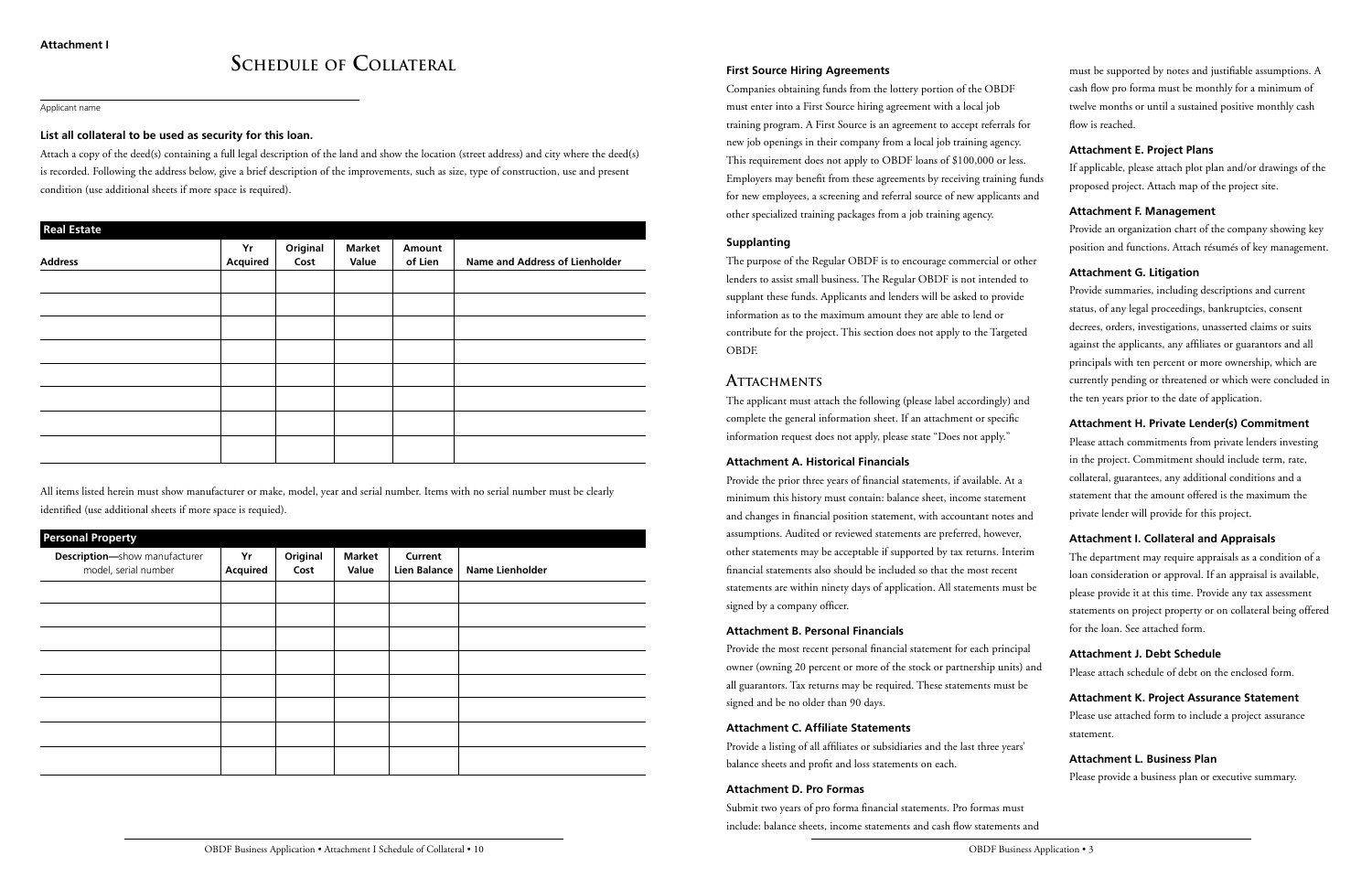**Attachment I**

# Schedule of Collateral

Applicant name

**List all collateral to be used as security for this loan.**

Attach a copy of the deed(s) containing a full legal description of the land and show the location (street address) and city where the deed(s) is recorded. Following the address below, give a brief description of the improvements, such as size, type of construction, use and present condition (use additional sheets if more space is required).

**Real Estate**

| Address | Yr Acquired | Original Cost | Market Value | Amount of Lien | Name and Address of Lienholder |
|---|---|---|---|---|---|
| | | | | | |
| | | | | | |
| | | | | | |
| | | | | | |
| | | | | | |
| | | | | | |
| | | | | | |
| | | | | | |

All items listed herein must show manufacturer or make, model, year and serial number. Items with no serial number must be clearly identified (use additional sheets if more space is requied).

**Personal Property**

| **Description**—show manufacturer model, serial number | Yr Acquired | Original Cost | Market Value | Current Lien Balance | Name Lienholder |
|---|---|---|---|---|---|
| | | | | | |
| | | | | | |
| | | | | | |
| | | | | | |
| | | | | | |
| | | | | | |
| | | | | | |
| | | | | | |

### First Source Hiring Agreements

Companies obtaining funds from the lottery portion of the OBDF must enter into a First Source hiring agreement with a local job training program. A First Source is an agreement to accept referrals for new job openings in their company from a local job training agency. This requirement does not apply to OBDF loans of $100,000 or less. Employers may benefit from these agreements by receiving training funds for new employees, a screening and referral source of new applicants and other specialized training packages from a job training agency.

### Supplanting

The purpose of the Regular OBDF is to encourage commercial or other lenders to assist small business. The Regular OBDF is not intended to supplant these funds. Applicants and lenders will be asked to provide information as to the maximum amount they are able to lend or contribute for the project. This section does not apply to the Targeted OBDF.

## Attachments

The applicant must attach the following (please label accordingly) and complete the general information sheet. If an attachment or specific information request does not apply, please state "Does not apply."

### Attachment A. Historical Financials

Provide the prior three years of financial statements, if available. At a minimum this history must contain: balance sheet, income statement and changes in financial position statement, with accountant notes and assumptions. Audited or reviewed statements are preferred, however, other statements may be acceptable if supported by tax returns. Interim financial statements also should be included so that the most recent statements are within ninety days of application. All statements must be signed by a company officer.

### Attachment B. Personal Financials

Provide the most recent personal financial statement for each principal owner (owning 20 percent or more of the stock or partnership units) and all guarantors. Tax returns may be required. These statements must be signed and be no older than 90 days.

### Attachment C. Affiliate Statements

Provide a listing of all affiliates or subsidiaries and the last three years' balance sheets and profit and loss statements on each.

### Attachment D. Pro Formas

Submit two years of pro forma financial statements. Pro formas must include: balance sheets, income statements and cash flow statements and must be supported by notes and justifiable assumptions. A cash flow pro forma must be monthly for a minimum of twelve months or until a sustained positive monthly cash flow is reached.

### Attachment E. Project Plans

If applicable, please attach plot plan and/or drawings of the proposed project. Attach map of the project site.

### Attachment F. Management

Provide an organization chart of the company showing key position and functions. Attach résumés of key management.

### Attachment G. Litigation

Provide summaries, including descriptions and current status, of any legal proceedings, bankruptcies, consent decrees, orders, investigations, unasserted claims or suits against the applicants, any affiliates or guarantors and all principals with ten percent or more ownership, which are currently pending or threatened or which were concluded in the ten years prior to the date of application.

### Attachment H. Private Lender(s) Commitment

Please attach commitments from private lenders investing in the project. Commitment should include term, rate, collateral, guarantees, any additional conditions and a statement that the amount offered is the maximum the private lender will provide for this project.

### Attachment I. Collateral and Appraisals

The department may require appraisals as a condition of a loan consideration or approval. If an appraisal is available, please provide it at this time. Provide any tax assessment statements on project property or on collateral being offered for the loan. See attached form.

### Attachment J. Debt Schedule

Please attach schedule of debt on the enclosed form.

### Attachment K. Project Assurance Statement

Please use attached form to include a project assurance statement.

### Attachment L. Business Plan

Please provide a business plan or executive summary.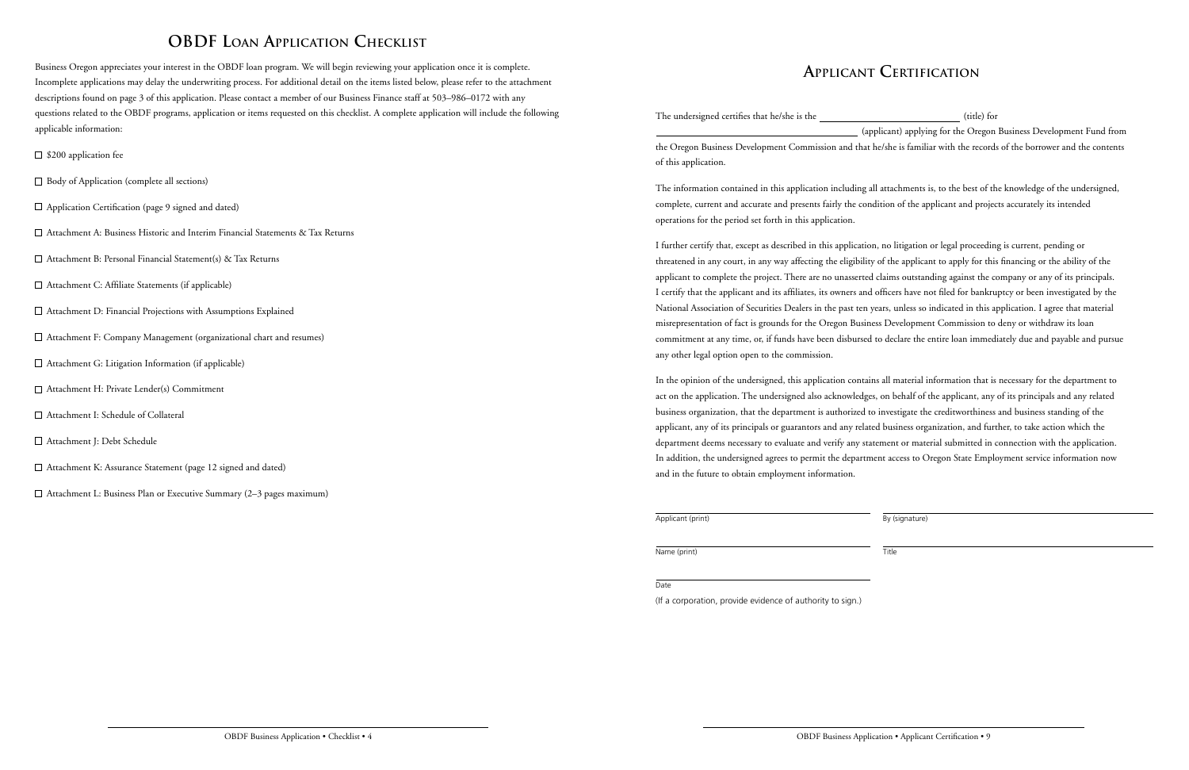# OBDF Loan Application Checklist

Business Oregon appreciates your interest in the OBDF loan program. We will begin reviewing your application once it is complete. Incomplete applications may delay the underwriting process. For additional detail on the items listed below, please refer to the attachment descriptions found on page 3 of this application. Please contact a member of our Business Finance staff at 503–986–0172 with any questions related to the OBDF programs, application or items requested on this checklist. A complete application will include the following applicable information:

- ☐ $200 application fee
- ☐ Body of Application (complete all sections)
- ☐ Application Certification (page 9 signed and dated)
- ☐ Attachment A: Business Historic and Interim Financial Statements & Tax Returns
- ☐ Attachment B: Personal Financial Statement(s) & Tax Returns
- ☐ Attachment C: Affiliate Statements (if applicable)
- ☐ Attachment D: Financial Projections with Assumptions Explained
- ☐ Attachment F: Company Management (organizational chart and resumes)
- ☐ Attachment G: Litigation Information (if applicable)
- ☐ Attachment H: Private Lender(s) Commitment
- ☐ Attachment I: Schedule of Collateral
- ☐ Attachment J: Debt Schedule
- ☐ Attachment K: Assurance Statement (page 12 signed and dated)
- ☐ Attachment L: Business Plan or Executive Summary (2–3 pages maximum)

# Applicant Certification

The undersigned certifies that he/she is the ____________________ (title) for ____________________ (applicant) applying for the Oregon Business Development Fund from the Oregon Business Development Commission and that he/she is familiar with the records of the borrower and the contents of this application.

The information contained in this application including all attachments is, to the best of the knowledge of the undersigned, complete, current and accurate and presents fairly the condition of the applicant and projects accurately its intended operations for the period set forth in this application.

I further certify that, except as described in this application, no litigation or legal proceeding is current, pending or threatened in any court, in any way affecting the eligibility of the applicant to apply for this financing or the ability of the applicant to complete the project. There are no unasserted claims outstanding against the company or any of its principals. I certify that the applicant and its affiliates, its owners and officers have not filed for bankruptcy or been investigated by the National Association of Securities Dealers in the past ten years, unless so indicated in this application. I agree that material misrepresentation of fact is grounds for the Oregon Business Development Commission to deny or withdraw its loan commitment at any time, or, if funds have been disbursed to declare the entire loan immediately due and payable and pursue any other legal option open to the commission.

In the opinion of the undersigned, this application contains all material information that is necessary for the department to act on the application. The undersigned also acknowledges, on behalf of the applicant, any of its principals and any related business organization, that the department is authorized to investigate the creditworthiness and business standing of the applicant, any of its principals or guarantors and any related business organization, and further, to take action which the department deems necessary to evaluate and verify any statement or material submitted in connection with the application. In addition, the undersigned agrees to permit the department access to Oregon State Employment service information now and in the future to obtain employment information.

____________________ Applicant (print)

____________________ By (signature)

____________________ Name (print)

____________________ Title

____________________ Date

(If a corporation, provide evidence of authority to sign.)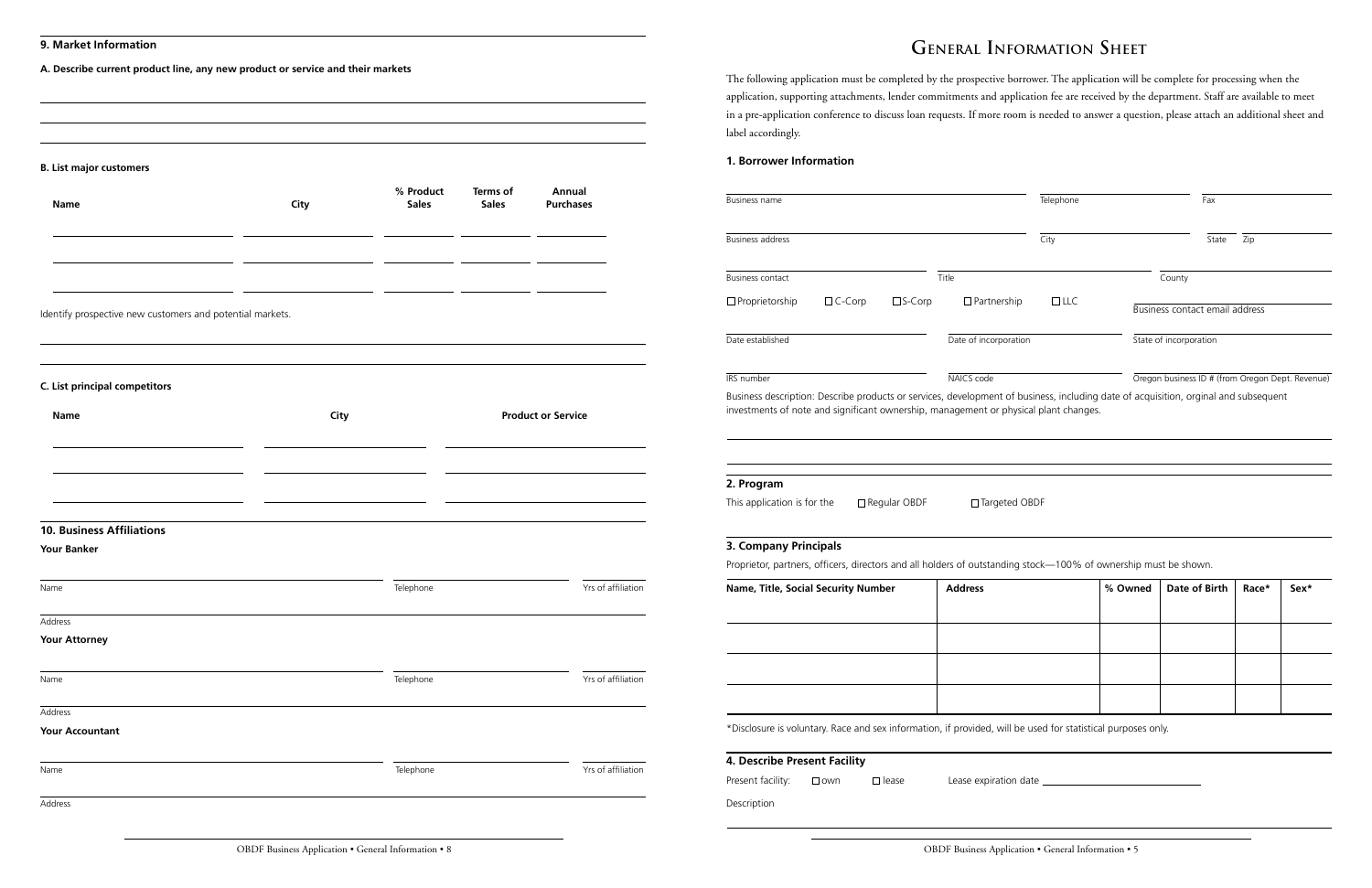## 9. Market Information

**A. Describe current product line, any new product or service and their markets**

**B. List major customers**

| Name | City | % Product Sales | Terms of Sales | Annual Purchases |
|---|---|---|---|---|
| | | | | |
| | | | | |
| | | | | |

Identify prospective new customers and potential markets.

**C. List principal competitors**

| Name | City | Product or Service |
|---|---|---|
| | | |
| | | |
| | | |

## 10. Business Affiliations

**Your Banker**

Name | Telephone | Yrs of affiliation

Address

**Your Attorney**

Name | Telephone | Yrs of affiliation

Address

**Your Accountant**

Name | Telephone | Yrs of affiliation

Address

# General Information Sheet

The following application must be completed by the prospective borrower. The application will be complete for processing when the application, supporting attachments, lender commitments and application fee are received by the department. Staff are available to meet in a pre-application conference to discuss loan requests. If more room is needed to answer a question, please attach an additional sheet and label accordingly.

## 1. Borrower Information

Business name | Telephone | Fax

Business address | City | State | Zip

Business contact | Title | County

☐ Proprietorship ☐ C-Corp ☐ S-Corp ☐ Partnership ☐ LLC

Business contact email address

Date established | Date of incorporation | State of incorporation

IRS number | NAICS code | Oregon business ID # (from Oregon Dept. Revenue)

Business description: Describe products or services, development of business, including date of acquisition, orginal and subsequent investments of note and significant ownership, management or physical plant changes.

## 2. Program

This application is for the ☐ Regular OBDF ☐ Targeted OBDF

## 3. Company Principals

Proprietor, partners, officers, directors and all holders of outstanding stock—100% of ownership must be shown.

| Name, Title, Social Security Number | Address | % Owned | Date of Birth | Race* | Sex* |
|---|---|---|---|---|---|
| | | | | | |
| | | | | | |
| | | | | | |

*Disclosure is voluntary. Race and sex information, if provided, will be used for statistical purposes only.

## 4. Describe Present Facility

Present facility: ☐ own ☐ lease Lease expiration date ______________________

Description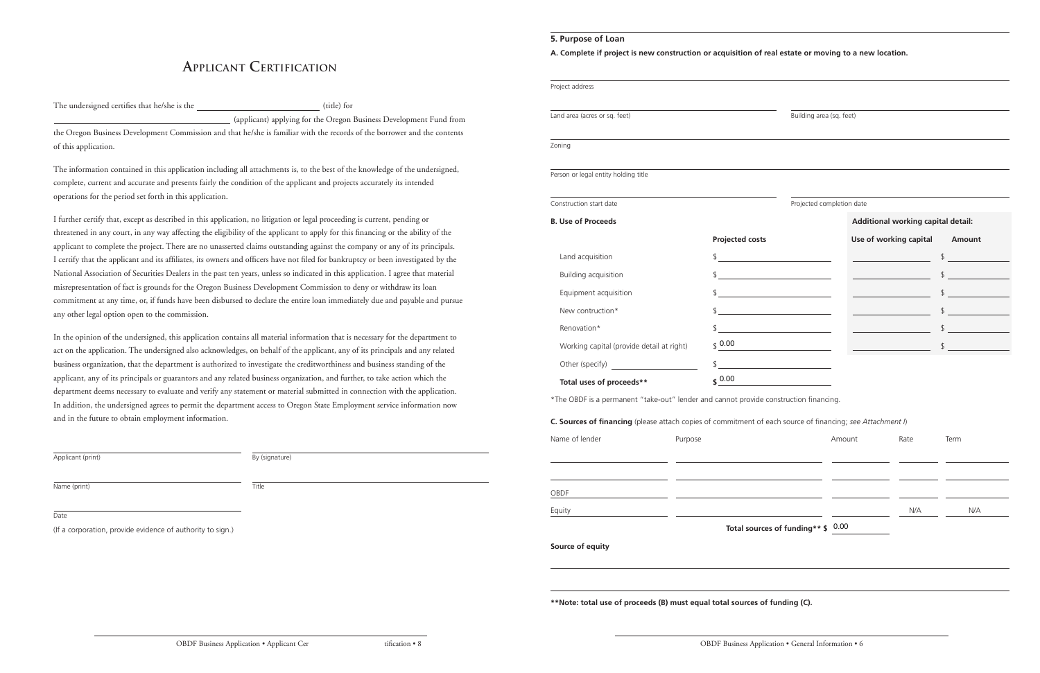# Applicant Certification

The undersigned certifies that he/she is the ______________________ (title) for ______________________ (applicant) applying for the Oregon Business Development Fund from the Oregon Business Development Commission and that he/she is familiar with the records of the borrower and the contents of this application.

The information contained in this application including all attachments is, to the best of the knowledge of the undersigned, complete, current and accurate and presents fairly the condition of the applicant and projects accurately its intended operations for the period set forth in this application.

I further certify that, except as described in this application, no litigation or legal proceeding is current, pending or threatened in any court, in any way affecting the eligibility of the applicant to apply for this financing or the ability of the applicant to complete the project. There are no unasserted claims outstanding against the company or any of its principals. I certify that the applicant and its affiliates, its owners and officers have not filed for bankruptcy or been investigated by the National Association of Securities Dealers in the past ten years, unless so indicated in this application. I agree that material misrepresentation of fact is grounds for the Oregon Business Development Commission to deny or withdraw its loan commitment at any time, or, if funds have been disbursed to declare the entire loan immediately due and payable and pursue any other legal option open to the commission.

In the opinion of the undersigned, this application contains all material information that is necessary for the department to act on the application. The undersigned also acknowledges, on behalf of the applicant, any of its principals and any related business organization, that the department is authorized to investigate the creditworthiness and business standing of the applicant, any of its principals or guarantors and any related business organization, and further, to take action which the department deems necessary to evaluate and verify any statement or material submitted in connection with the application. In addition, the undersigned agrees to permit the department access to Oregon State Employment service information now and in the future to obtain employment information.

Applicant (print) ______________________ By (signature) ______________________

Name (print) ______________________ Title ______________________

Date ______________________

(If a corporation, provide evidence of authority to sign.)

## 5. Purpose of Loan

**A. Complete if project is new construction or acquisition of real estate or moving to a new location.**

Project address ______________________

Land area (acres or sq. feet) ______________________ Building area (sq. feet) ______________________

Zoning ______________________

Person or legal entity holding title ______________________

Construction start date ______________________ Projected completion date ______________________

**B. Use of Proceeds**

| | Projected costs |
|---|---|
| Land acquisition | $ |
| Building acquisition | $ |
| Equipment acquisition | $ |
| New contruction* | $ |
| Renovation* | $ |
| Working capital (provide detail at right) | $ 0.00 |
| Other (specify) | $ |
| **Total uses of proceeds**** | **$** 0.00 |

**Additional working capital detail:**

| Use of working capital | Amount |
|---|---|
| | $ |
| | $ |
| | $ |
| | $ |
| | $ |
| | $ |

*The OBDF is a permanent "take-out" lender and cannot provide construction financing.

**C. Sources of financing** (please attach copies of commitment of each source of financing; *see Attachment I*)

| Name of lender | Purpose | Amount | Rate | Term |
|---|---|---|---|---|
| | | | | |
| | | | | |
| OBDF | | | | |
| Equity | | | N/A | N/A |
| | **Total sources of funding**** | **$** 0.00 | | |

**Source of equity**

______________________

**Note: total use of proceeds (B) must equal total sources of funding (C).**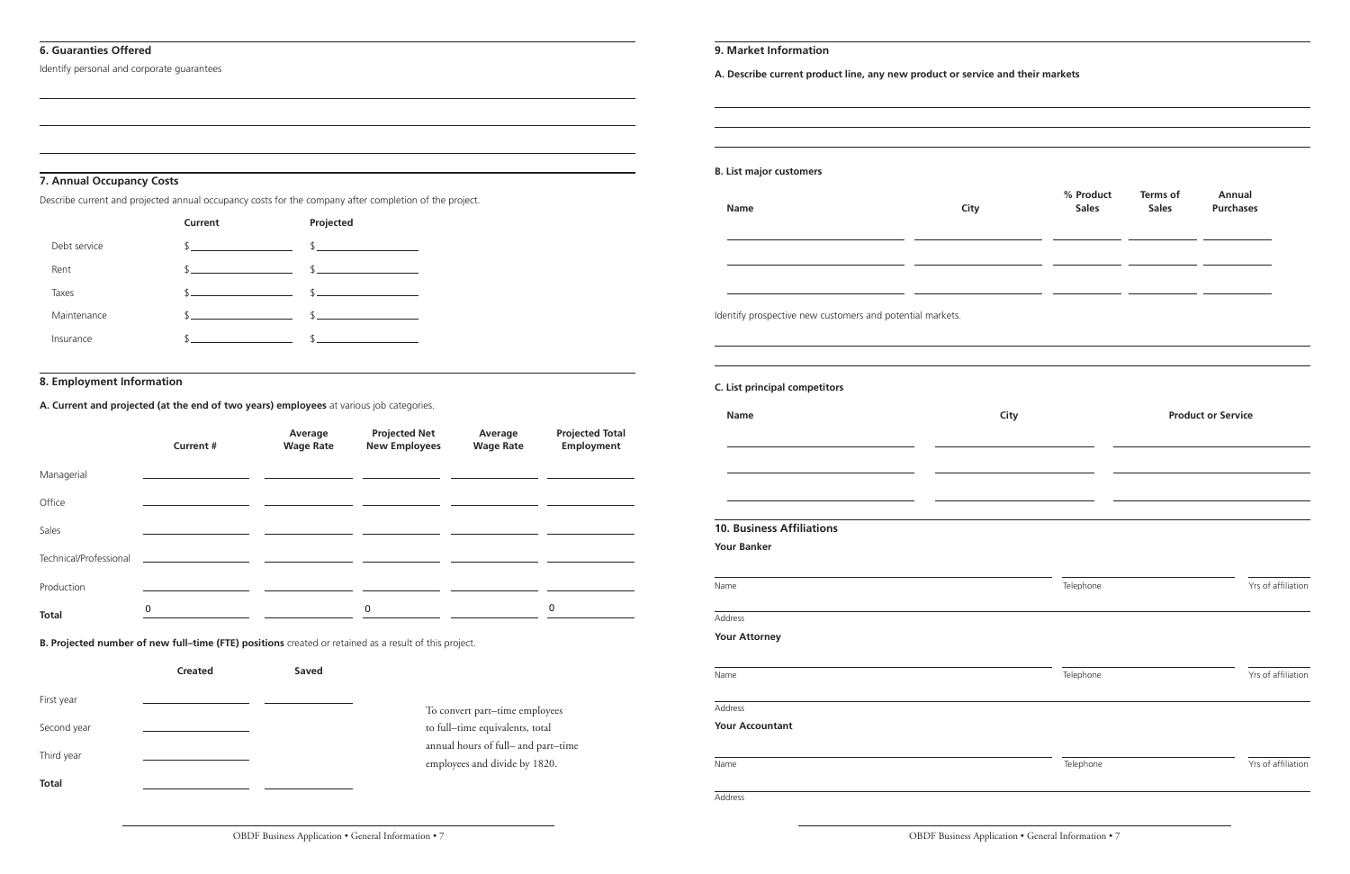## 6. Guaranties Offered

Identify personal and corporate guarantees

## 7. Annual Occupancy Costs

Describe current and projected annual occupancy costs for the company after completion of the project.

| | Current | Projected |
|---|---|---|
| Debt service | $ | $ |
| Rent | $ | $ |
| Taxes | $ | $ |
| Maintenance | $ | $ |
| Insurance | $ | $ |

## 8. Employment Information

**A. Current and projected (at the end of two years) employees** at various job categories.

| | Current # | Average Wage Rate | Projected Net New Employees | Average Wage Rate | Projected Total Employment |
|---|---|---|---|---|---|
| Managerial | | | | | |
| Office | | | | | |
| Sales | | | | | |
| Technical/Professional | | | | | |
| Production | | | | | |
| **Total** | 0 | | 0 | | 0 |

**B. Projected number of new full–time (FTE) positions** created or retained as a result of this project.

| | Created | Saved |
|---|---|---|
| First year | | |
| Second year | | |
| Third year | | |
| **Total** | | |

To convert part–time employees to full–time equivalents, total annual hours of full– and part–time employees and divide by 1820.

## 9. Market Information

**A. Describe current product line, any new product or service and their markets**

**B. List major customers**

| Name | City | % Product Sales | Terms of Sales | Annual Purchases |
|---|---|---|---|---|
| | | | | |
| | | | | |
| | | | | |

Identify prospective new customers and potential markets.

**C. List principal competitors**

| Name | City | Product or Service |
|---|---|---|
| | | |
| | | |
| | | |

## 10. Business Affiliations

**Your Banker**

Name | Telephone | Yrs of affiliation

Address

**Your Attorney**

Name | Telephone | Yrs of affiliation

Address

**Your Accountant**

Name | Telephone | Yrs of affiliation

Address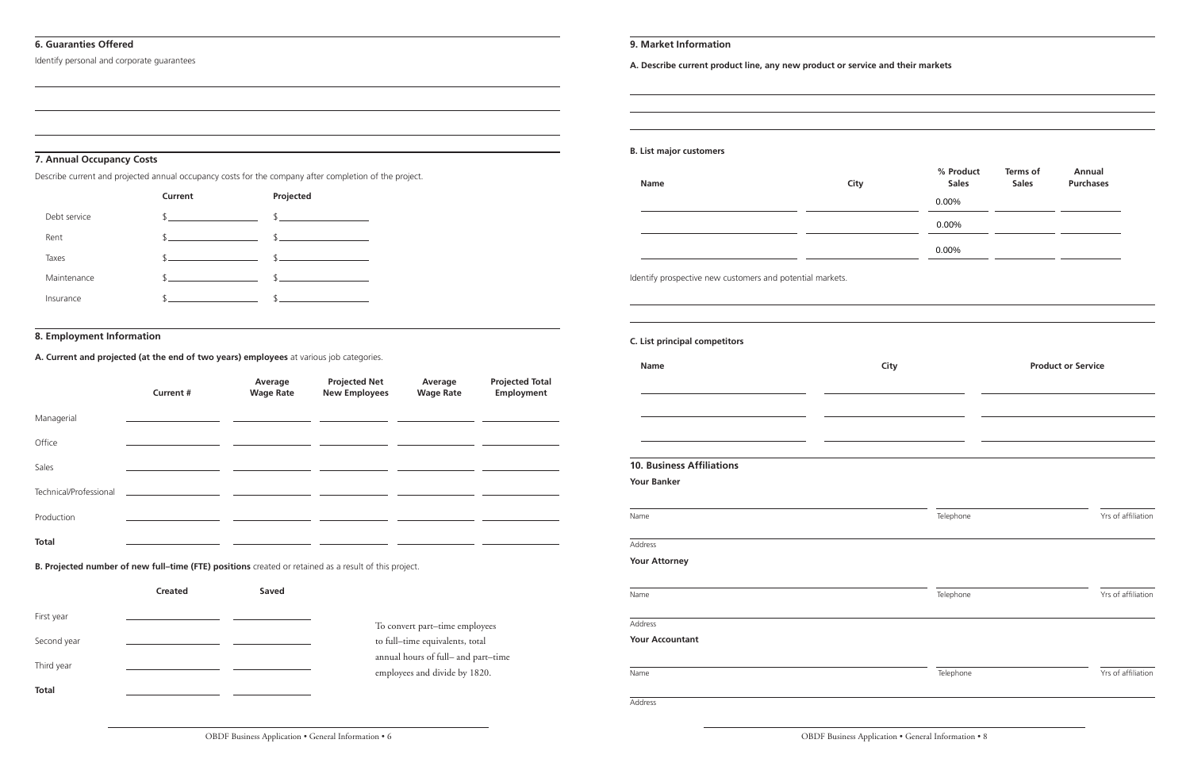## 6. Guaranties Offered

Identify personal and corporate guarantees

## 7. Annual Occupancy Costs

Describe current and projected annual occupancy costs for the company after completion of the project.

| | Current | Projected |
|---|---|---|
| Debt service | $ | $ |
| Rent | $ | $ |
| Taxes | $ | $ |
| Maintenance | $ | $ |
| Insurance | $ | $ |

## 8. Employment Information

**A. Current and projected (at the end of two years) employees** at various job categories.

| | Current # | Average Wage Rate | Projected Net New Employees | Average Wage Rate | Projected Total Employment |
|---|---|---|---|---|---|
| Managerial | | | | | |
| Office | | | | | |
| Sales | | | | | |
| Technical/Professional | | | | | |
| Production | | | | | |
| **Total** | | | | | |

**B. Projected number of new full–time (FTE) positions** created or retained as a result of this project.

| | Created | Saved |
|---|---|---|
| First year | | |
| Second year | | |
| Third year | | |
| **Total** | | |

To convert part–time employees to full–time equivalents, total annual hours of full– and part–time employees and divide by 1820.

## 9. Market Information

**A. Describe current product line, any new product or service and their markets**

**B. List major customers**

| Name | City | % Product Sales | Terms of Sales | Annual Purchases |
|---|---|---|---|---|
| | | 0.00% | | |
| | | 0.00% | | |
| | | 0.00% | | |

Identify prospective new customers and potential markets.

**C. List principal competitors**

| Name | City | Product or Service |
|---|---|---|
| | | |
| | | |
| | | |

## 10. Business Affiliations

**Your Banker**

Name | Telephone | Yrs of affiliation

Address

**Your Attorney**

Name | Telephone | Yrs of affiliation

Address

**Your Accountant**

Name | Telephone | Yrs of affiliation

Address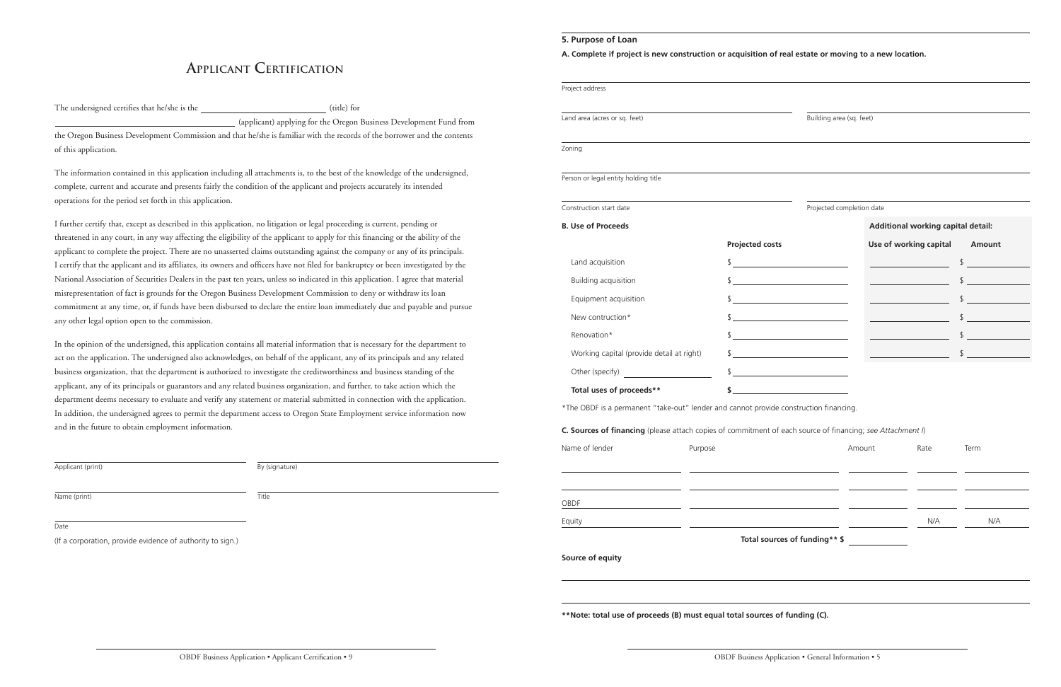# Applicant Certification

The undersigned certifies that he/she is the \_\_\_\_\_\_\_\_\_\_\_\_\_\_\_\_\_\_\_\_ (title) for \_\_\_\_\_\_\_\_\_\_\_\_\_\_\_\_\_\_\_\_ (applicant) applying for the Oregon Business Development Fund from the Oregon Business Development Commission and that he/she is familiar with the records of the borrower and the contents of this application.

The information contained in this application including all attachments is, to the best of the knowledge of the undersigned, complete, current and accurate and presents fairly the condition of the applicant and projects accurately its intended operations for the period set forth in this application.

I further certify that, except as described in this application, no litigation or legal proceeding is current, pending or threatened in any court, in any way affecting the eligibility of the applicant to apply for this financing or the ability of the applicant to complete the project. There are no unasserted claims outstanding against the company or any of its principals. I certify that the applicant and its affiliates, its owners and officers have not filed for bankruptcy or been investigated by the National Association of Securities Dealers in the past ten years, unless so indicated in this application. I agree that material misrepresentation of fact is grounds for the Oregon Business Development Commission to deny or withdraw its loan commitment at any time, or, if funds have been disbursed to declare the entire loan immediately due and payable and pursue any other legal option open to the commission.

In the opinion of the undersigned, this application contains all material information that is necessary for the department to act on the application. The undersigned also acknowledges, on behalf of the applicant, any of its principals and any related business organization, that the department is authorized to investigate the creditworthiness and business standing of the applicant, any of its principals or guarantors and any related business organization, and further, to take action which the department deems necessary to evaluate and verify any statement or material submitted in connection with the application. In addition, the undersigned agrees to permit the department access to Oregon State Employment service information now and in the future to obtain employment information.

Applicant (print) \_\_\_\_\_\_\_\_\_\_\_\_\_\_\_\_\_\_\_\_ By (signature) \_\_\_\_\_\_\_\_\_\_\_\_\_\_\_\_\_\_\_\_

Name (print) \_\_\_\_\_\_\_\_\_\_\_\_\_\_\_\_\_\_\_\_ Title \_\_\_\_\_\_\_\_\_\_\_\_\_\_\_\_\_\_\_\_

Date \_\_\_\_\_\_\_\_\_\_\_\_\_\_\_\_\_\_\_\_

(If a corporation, provide evidence of authority to sign.)

## 5. Purpose of Loan

**A. Complete if project is new construction or acquisition of real estate or moving to a new location.**

Project address \_\_\_\_\_\_\_\_\_\_\_\_\_\_\_\_\_\_\_\_

Land area (acres or sq. feet) \_\_\_\_\_\_\_\_\_\_\_\_\_\_\_\_\_\_\_\_ Building area (sq. feet) \_\_\_\_\_\_\_\_\_\_\_\_\_\_\_\_\_\_\_\_

Zoning \_\_\_\_\_\_\_\_\_\_\_\_\_\_\_\_\_\_\_\_

Person or legal entity holding title \_\_\_\_\_\_\_\_\_\_\_\_\_\_\_\_\_\_\_\_

Construction start date \_\_\_\_\_\_\_\_\_\_\_\_\_\_\_\_\_\_\_\_ Projected completion date \_\_\_\_\_\_\_\_\_\_\_\_\_\_\_\_\_\_\_\_

**B. Use of Proceeds**

| | Projected costs |
|---|---|
| Land acquisition | $ |
| Building acquisition | $ |
| Equipment acquisition | $ |
| New contruction* | $ |
| Renovation* | $ |
| Working capital (provide detail at right) | $ |
| Other (specify) \_\_\_\_\_\_\_\_\_\_ | $ |
| **Total uses of proceeds**** | **$** |

**Additional working capital detail:**

| Use of working capital | Amount |
|---|---|
| | $ |
| | $ |
| | $ |
| | $ |
| | $ |
| | $ |

*The OBDF is a permanent "take-out" lender and cannot provide construction financing.

**C. Sources of financing** (please attach copies of commitment of each source of financing; *see Attachment I*)

| Name of lender | Purpose | Amount | Rate | Term |
|---|---|---|---|---|
| | | | | |
| | | | | |
| OBDF | | | | |
| Equity | | | N/A | N/A |
| | **Total sources of funding**** | **$** | | |

**Source of equity**

\_\_\_\_\_\_\_\_\_\_\_\_\_\_\_\_\_\_\_\_

\_\_\_\_\_\_\_\_\_\_\_\_\_\_\_\_\_\_\_\_

****Note: total use of proceeds (B) must equal total sources of funding (C).**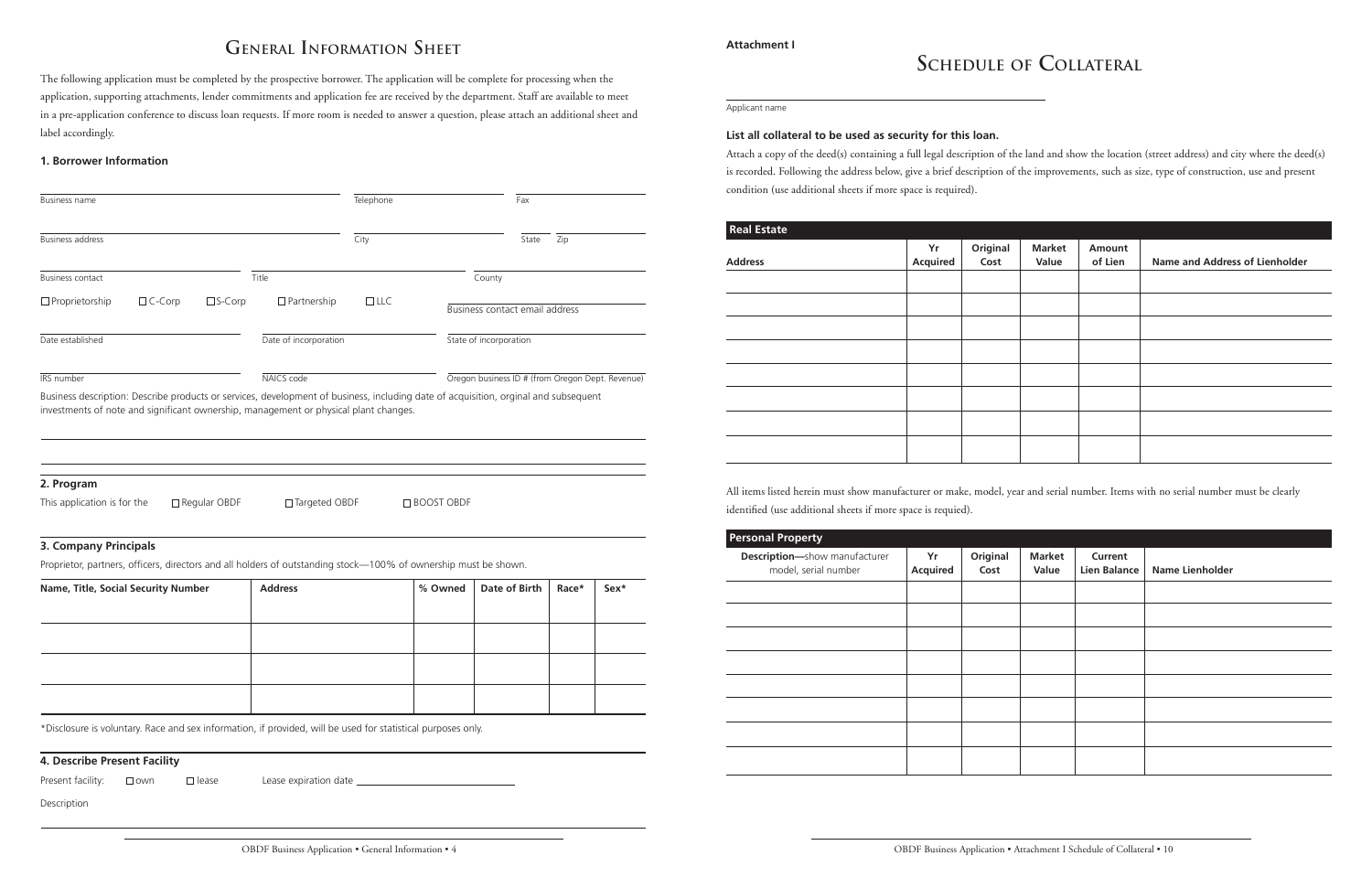# General Information Sheet

The following application must be completed by the prospective borrower. The application will be complete for processing when the application, supporting attachments, lender commitments and application fee are received by the department. Staff are available to meet in a pre-application conference to discuss loan requests. If more room is needed to answer a question, please attach an additional sheet and label accordingly.

### 1. Borrower Information

Business name ______________________ Telephone ______________ Fax ______________

Business address ______________________ City ______________ State ______ Zip ______

Business contact ______________ Title ______________ County ______________

☐ Proprietorship ☐ C-Corp ☐ S-Corp ☐ Partnership ☐ LLC

Business contact email address ______________

Date established ______________ Date of incorporation ______________ State of incorporation ______________

IRS number ______________ NAICS code ______________ Oregon business ID # (from Oregon Dept. Revenue) ______________

Business description: Describe products or services, development of business, including date of acquisition, orginal and subsequent investments of note and significant ownership, management or physical plant changes.

______________________________________________

______________________________________________

### 2. Program

This application is for the ☐ Regular OBDF ☐ Targeted OBDF ☐ BOOST OBDF

### 3. Company Principals

Proprietor, partners, officers, directors and all holders of outstanding stock—100% of ownership must be shown.

| Name, Title, Social Security Number | Address | % Owned | Date of Birth | Race* | Sex* |
|---|---|---|---|---|---|
| | | | | | |
| | | | | | |
| | | | | | |
| | | | | | |

*Disclosure is voluntary. Race and sex information, if provided, will be used for statistical purposes only.

### 4. Describe Present Facility

Present facility: ☐ own ☐ lease Lease expiration date ______________

Description

______________________________________________

**Attachment I**

# Schedule of Collateral

______________________________________________

Applicant name

**List all collateral to be used as security for this loan.**

Attach a copy of the deed(s) containing a full legal description of the land and show the location (street address) and city where the deed(s) is recorded. Following the address below, give a brief description of the improvements, such as size, type of construction, use and present condition (use additional sheets if more space is required).

| Real Estate | | | | | |
|---|---|---|---|---|---|
| **Address** | **Yr Acquired** | **Original Cost** | **Market Value** | **Amount of Lien** | **Name and Address of Lienholder** |
| | | | | | |
| | | | | | |
| | | | | | |
| | | | | | |
| | | | | | |
| | | | | | |
| | | | | | |
| | | | | | |

All items listed herein must show manufacturer or make, model, year and serial number. Items with no serial number must be clearly identified (use additional sheets if more space is requied).

| Personal Property | | | | | |
|---|---|---|---|---|---|
| **Description—show manufacturer model, serial number** | **Yr Acquired** | **Original Cost** | **Market Value** | **Current Lien Balance** | **Name Lienholder** |
| | | | | | |
| | | | | | |
| | | | | | |
| | | | | | |
| | | | | | |
| | | | | | |
| | | | | | |
| | | | | | |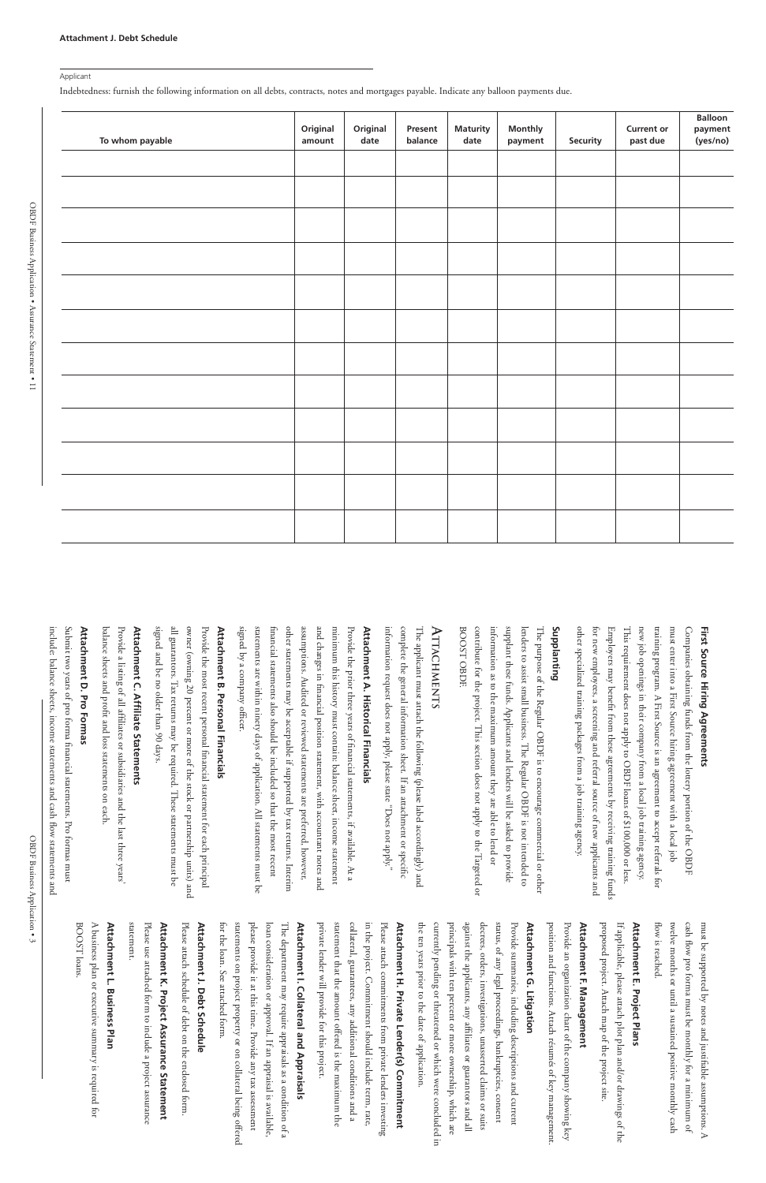**Attachment J. Debt Schedule**

Applicant

Indebtedness: furnish the following information on all debts, contracts, notes and mortgages payable. Indicate any balloon payments due.

| To whom payable | Original amount | Original date | Present balance | Maturity date | Monthly payment | Security | Current or past due | Balloon payment (yes/no) |
|---|---|---|---|---|---|---|---|---|
| | | | | | | | | |
| | | | | | | | | |
| | | | | | | | | |
| | | | | | | | | |
| | | | | | | | | |
| | | | | | | | | |
| | | | | | | | | |
| | | | | | | | | |
| | | | | | | | | |
| | | | | | | | | |
| | | | | | | | | |

### First Source Hiring Agreements

Companies obtaining funds from the lottery portion of the OBDF must enter into a First Source hiring agreement with a local job training program. A First Source is an agreement to accept referrals for new job openings in their company from a local job training agency. This requirement does not apply to OBDF loans of $100,000 or less. Employers may benefit from these agreements by receiving training funds for new employees, a screening and referral source of new applicants and other specialized training packages from a job training agency.

### Supplanting

The purpose of the Regular OBDF is to encourage commercial or other lenders to assist small business. The Regular OBDF is not intended to supplant these funds. Applicants and lenders will be asked to provide information as to the maximum amount they are able to lend or contribute for the project. This section does not apply to the Targeted or BOOST OBDF.

## Attachments

The applicant must attach the following (please label accordingly) and complete the general information sheet. If an attachment or specific information request does not apply, please state "Does not apply."

### Attachment A. Historical Financials

Provide the prior three years of financial statements, if available. At a minimum this history must contain: balance sheet, income statement and changes in financial position statement, with accountant notes and assumptions. Audited or reviewed statements are preferred, however, other statements may be acceptable if supported by tax returns. Interim financial statements also should be included so that the most recent statements are within ninety days of application. All statements must be signed by a company officer.

### Attachment B. Personal Financials

Provide the most recent personal financial statement for each principal owner (owning 20 percent or more of the stock or partnership units) and all guarantors. Tax returns may be required. These statements must be signed and be no older than 90 days.

### Attachment C. Affiliate Statements

Provide a listing of all affiliates or subsidiaries and the last three years' balance sheets and profit and loss statements on each.

### Attachment D. Pro Fomas

Submit two years of pro forma financial statements. Pro formas must include: balance sheets, income statements and cash flow statements and must be supported by notes and justifiable assumptions. A cash flow pro forma must be monthly for a minimum of twelve months or until a sustained positive monthly cash flow is reached.

### Attachment E. Project Plans

If applicable, please attach plot plan and/or drawings of the proposed project. Attach map of the project site.

### Attachment F. Management

Provide an organization chart of the company showing key position and functions. Attach résumés of key management.

### Attachment G. Litigation

Provide summaries, including descriptions and current status, of any legal proceedings, bankruptcies, consent decrees, orders, investigations, unasserted claims or suits against the applicants, any affiliates or guarantors and all principals with ten percent or more ownership, which are currently pending or threatened or which were concluded in the ten years prior to the date of application.

### Attachment H. Private Lender(s) Commitment

Please attach commitments from private lenders investing in the project. Commitment should include term, rate, collateral, guarantees, any additional conditions and a statement that the amount offered is the maximum the private lender will provide for this project.

### Attachment I. Collateral and Appraisals

The department may require appraisals as a condition of a loan consideration or approval. If an appraisal is available, please provide it at this time. Provide any tax assessment statements on project property or on collateral being offered for the loan. See attached form.

### Attachment J. Debt Schedule

Please attach schedule of debt on the enclosed form.

### Attachment K. Project Assurance Statement

Please use attached form to include a project assurance statement.

### Attachment L. Business Plan

A business plan or executive summary is required for BOOST loans.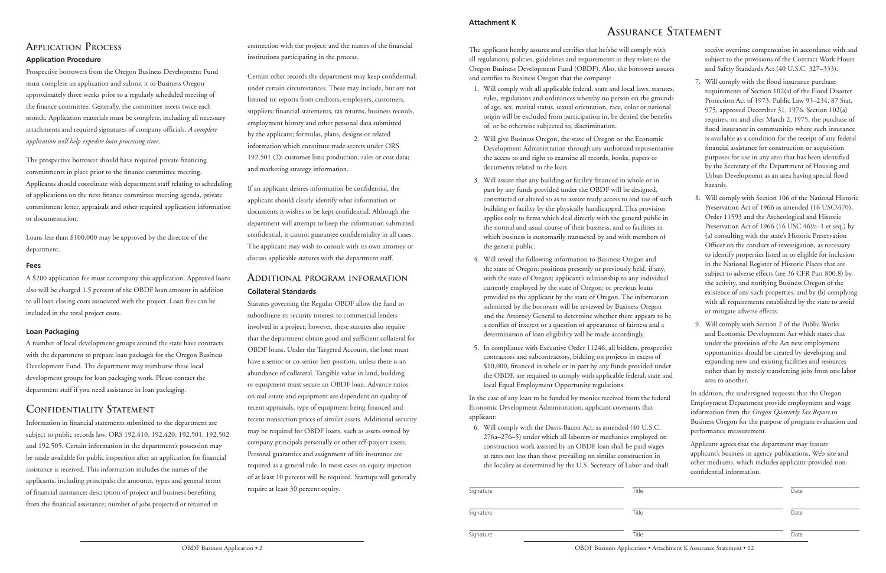## Application Process

### Application Procedure

Prospective borrowers from the Oregon Business Development Fund must complete an application and submit it to Business Oregon approximately three weeks prior to a regularly scheduled meeting of the finance committee. Generally, the committee meets twice each month. Application materials must be complete, including all necessary attachments and required signatures of company officials. *A complete application will help expedite loan processing time.*

The prospective borrower should have required private financing commitments in place prior to the finance committee meeting. Applicants should coordinate with department staff relating to scheduling of applications on the next finance committee meeting agenda, private commitment letter, appraisals and other required application information or documentation.

Loans less than $100,000 may be approved by the director of the department.

### Fees

A $200 application fee must accompany this application. Approved loans also will be charged 1.5 percent of the OBDF loan amount in addition to all loan closing costs associated with the project. Loan fees can be included in the total project costs.

### Loan Packaging

A number of local development groups around the state have contracts with the department to prepare loan packages for the Oregon Business Development Fund. The department may reimburse these local development groups for loan packaging work. Please contact the department staff if you need assistance in loan packaging.

## Confidentiality Statement

Information in financial statements submitted to the department are subject to public records law, ORS 192.410, 192.420, 192.501, 192.502 and 192.505. Certain information in the department's possession may be made available for public inspection after an application for financial assistance is received. This information includes the names of the applicants, including principals; the amounts, types and general terms of financial assistance; description of project and business benefiting from the financial assistance; number of jobs projected or retained in connection with the project; and the names of the financial institutions participating in the process.

Certain other records the department may keep confidential, under certain circumstances. These may include, but are not limited to: reports from creditors, employers, customers, suppliers; financial statements, tax returns, business records, employment history and other personal data submitted by the applicant; formulas, plans, designs or related information which constitute trade secrets under ORS 192.501 (2); customer lists; production, sales or cost data; and marketing strategy information.

If an applicant desires information be confidential, the applicant should clearly identify what information or documents it wishes to be kept confidential. Although the department will attempt to keep the information submitted confidential, it cannot guarantee confidentiality in all cases. The applicant may wish to consult with its own attorney or discuss applicable statutes with the department staff.

## Additional program information

### Collateral Standards

Statutes governing the Regular OBDF allow the fund to subordinate its security interest to commercial lenders involved in a project; however, these statutes also require that the department obtain good and sufficient collateral for OBDF loans. Under the Targeted Account, the loan must have a senior or co-senior lien position, unless there is an abundance of collateral. Tangible value in land, building or equipment must secure an OBDF loan. Advance ratios on real estate and equipment are dependent on quality of recent appraisals, type of equipment being financed and recent transaction prices of similar assets. Additional security may be required for OBDF loans, such as assets owned by company principals personally or other off-project assets. Personal guaranties and assignment of life insurance are required as a general rule. In most cases an equity injection of at least 10 percent will be required. Startups will generally require at least 30 percent equity.

**Attachment K**

## Assurance Statement

The applicant hereby assures and certifies that he/she will comply with all regulations, policies, guidelines and requirements as they relate to the Oregon Business Development Fund (OBDF). Also, the borrower assures and certifies to Business Oregon that the company:

1. Will comply with all applicable federal, state and local laws, statutes, rules, regulations and ordinances whereby no person on the grounds of age, sex, marital status, sexual orientation, race, color or national origin will be excluded from participation in, be denied the benefits of, or be otherwise subjected to, discrimination.
2. Will give Business Oregon, the state of Oregon or the Economic Development Administration through any authorized representative the access to and right to examine all records, books, papers or documents related to the loan.
3. Will assure that any building or facility financed in whole or in part by any funds provided under the OBDF will be designed, constructed or altered so as to assure ready access to and use of such building or facility by the physically handicapped. This provision applies only to firms which deal directly with the general public in the normal and usual course of their business, and to facilities in which business is customarily transacted by and with members of the general public.
4. Will reveal the following information to Business Oregon and the state of Oregon: positions presently or previously held, if any, with the state of Oregon; applicant's relationship to any individual currently employed by the state of Oregon; or previous loans provided to the applicant by the state of Oregon. The information submitted by the borrower will be reviewed by Business Oregon and the Attorney General to determine whether there appears to be a conflict of interest or a question of appearance of fairness and a determination of loan eligibility will be made accordingly.
5. In compliance with Executive Order 11246, all bidders, prospective contractors and subcontractors, bidding on projects in excess of $10,000, financed in whole or in part by any funds provided under the OBDF, are required to comply with applicable federal, state and local Equal Employment Opportunity regulations.

In the case of any loan to be funded by monies received from the federal Economic Development Administration, applicant covenants that applicant:

6. Will comply with the Davis-Bacon Act, as amended (40 U.S.C. 276a–276–5) under which all laborers or mechanics employed on construction work assisted by an OBDF loan shall be paid wages at rates not less than those prevailing on similar construction in the locality as determined by the U.S. Secretary of Labor and shall receive overtime compensation in accordance with and subject to the provisions of the Contract Work Hours and Safety Standards Act (40 U.S.C. 327–333).
7. Will comply with the flood insurance purchase requirements of Section 102(a) of the Flood Disaster Protection Act of 1973, Public Law 93–234, 87 Stat. 975, approved December 31, 1976. Section 102(a) requires, on and after March 2, 1975, the purchase of flood insurance in communities where such insurance is available as a condition for the receipt of any federal financial assistance for construction or acquisition purposes for use in any area that has been identified by the Secretary of the Department of Housing and Urban Development as an area having special flood hazards.
8. Will comply with Section 106 of the National Historic Preservation Act of 1966 as amended (16 USC\470), Order 11593 and the Archeological and Historic Preservation Act of 1966 (16 USC 469a–1 et seq.) by (a) consulting with the state's Historic Preservation Officer on the conduct of investigation, as necessary to identify properties listed in or eligible for inclusion in the National Register of Historic Places that are subject to adverse effects (see 36 CFR Part 800.8) by the activity, and notifying Business Oregon of the existence of any such properties, and by (b) complying with all requirements established by the state to avoid or mitigate adverse effects.
9. Will comply with Section 2 of the Public Works and Economic Development Act which states that under the provision of the Act new employment opportunities should be created by developing and expanding new and existing facilities and resources rather than by merely transferring jobs from one labor area to another.

In addition, the undersigned requests that the Oregon Employment Department provide employment and wage information from the *Oregon Quarterly Tax Report* to Business Oregon for the purpose of program evaluation and performance measurement.

Applicant agrees that the department may feature applicant's business in agency publications, Web site and other mediums, which includes applicant-provided non-confidential information.

| Signature | Title | Date |
|---|---|---|
| | | |
| Signature | Title | Date |
| | | |
| Signature | Title | Date |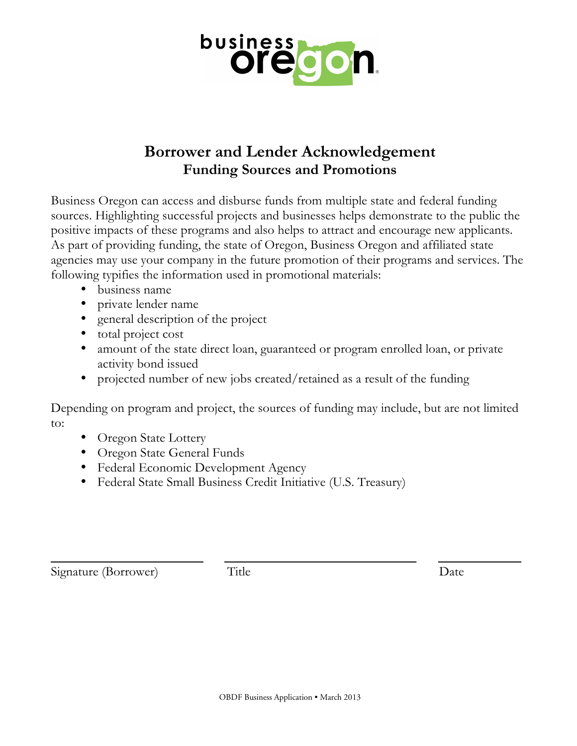# Borrower and Lender Acknowledgement

## Funding Sources and Promotions

Business Oregon can access and disburse funds from multiple state and federal funding sources. Highlighting successful projects and businesses helps demonstrate to the public the positive impacts of these programs and also helps to attract and encourage new applicants. As part of providing funding, the state of Oregon, Business Oregon and affiliated state agencies may use your company in the future promotion of their programs and services. The following typifies the information used in promotional materials:

- business name
- private lender name
- general description of the project
- total project cost
- amount of the state direct loan, guaranteed or program enrolled loan, or private activity bond issued
- projected number of new jobs created/retained as a result of the funding

Depending on program and project, the sources of funding may include, but are not limited to:

- Oregon State Lottery
- Oregon State General Funds
- Federal Economic Development Agency
- Federal State Small Business Credit Initiative (U.S. Treasury)

| Signature (Borrower) | Title | Date |
|---|---|---|
| | | |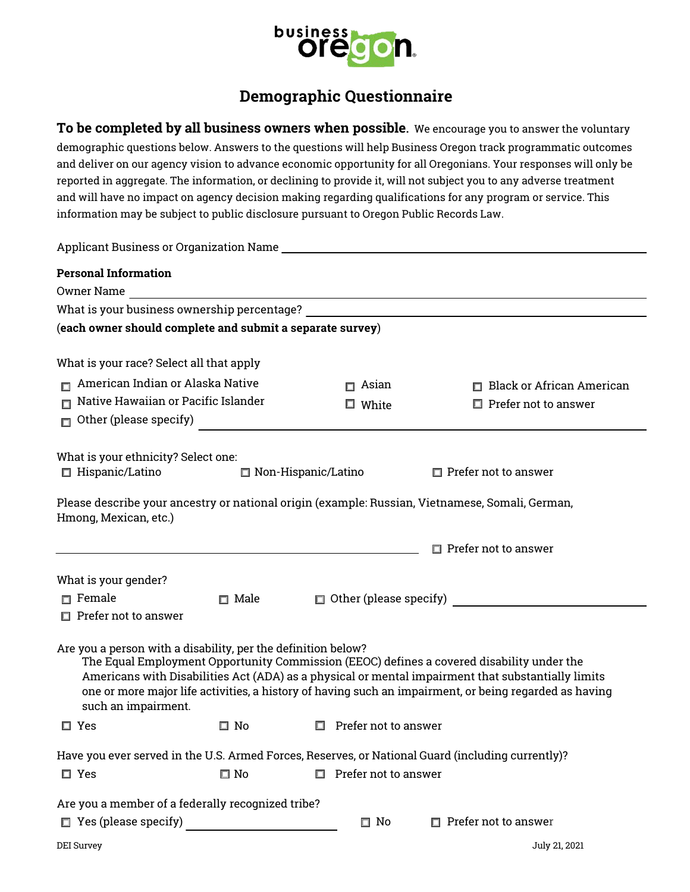# Demographic Questionnaire

**To be completed by all business owners when possible.** We encourage you to answer the voluntary demographic questions below. Answers to the questions will help Business Oregon track programmatic outcomes and deliver on our agency vision to advance economic opportunity for all Oregonians. Your responses will only be reported in aggregate. The information, or declining to provide it, will not subject you to any adverse treatment and will have no impact on agency decision making regarding qualifications for any program or service. This information may be subject to public disclosure pursuant to Oregon Public Records Law.

Applicant Business or Organization Name ______________________________

**Personal Information**

Owner Name ______________________________

What is your business ownership percentage? ______________________________

(**each owner should complete and submit a separate survey**)

What is your race? Select all that apply

- ☐ American Indian or Alaska Native
- ☐ Asian
- ☐ Black or African American
- ☐ Native Hawaiian or Pacific Islander
- ☐ White
- ☐ Prefer not to answer
- ☐ Other (please specify) ______________________________

What is your ethnicity? Select one:

- ☐ Hispanic/Latino
- ☐ Non-Hispanic/Latino
- ☐ Prefer not to answer

Please describe your ancestry or national origin (example: Russian, Vietnamese, Somali, German, Hmong, Mexican, etc.)

______________________________ ☐ Prefer not to answer

What is your gender?

- ☐ Female
- ☐ Male
- ☐ Other (please specify) ______________________________
- ☐ Prefer not to answer

Are you a person with a disability, per the definition below?

The Equal Employment Opportunity Commission (EEOC) defines a covered disability under the Americans with Disabilities Act (ADA) as a physical or mental impairment that substantially limits one or more major life activities, a history of having such an impairment, or being regarded as having such an impairment.

- ☐ Yes
- ☐ No
- ☐ Prefer not to answer

Have you ever served in the U.S. Armed Forces, Reserves, or National Guard (including currently)?

- ☐ Yes
- ☐ No
- ☐ Prefer not to answer

Are you a member of a federally recognized tribe?

- ☐ Yes (please specify) ______________________________
- ☐ No
- ☐ Prefer not to answer